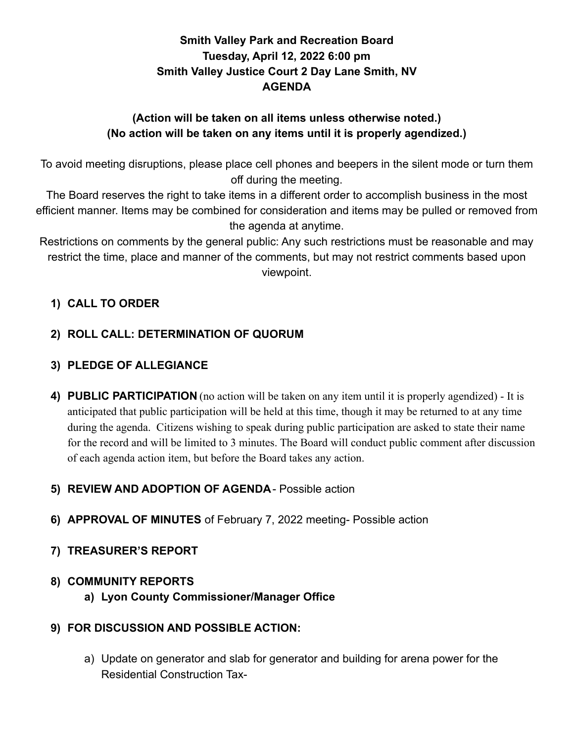# Smith Valley Park and Recreation Board
## Tuesday, April 12, 2022 6:00 pm
## Smith Valley Justice Court 2 Day Lane Smith, NV
## AGENDA

**(Action will be taken on all items unless otherwise noted.)**
**(No action will be taken on any items until it is properly agendized.)**

To avoid meeting disruptions, please place cell phones and beepers in the silent mode or turn them off during the meeting.

The Board reserves the right to take items in a different order to accomplish business in the most efficient manner. Items may be combined for consideration and items may be pulled or removed from the agenda at anytime.

Restrictions on comments by the general public: Any such restrictions must be reasonable and may restrict the time, place and manner of the comments, but may not restrict comments based upon viewpoint.

1) **CALL TO ORDER**

2) **ROLL CALL: DETERMINATION OF QUORUM**

3) **PLEDGE OF ALLEGIANCE**

4) **PUBLIC PARTICIPATION** (no action will be taken on any item until it is properly agendized) - It is anticipated that public participation will be held at this time, though it may be returned to at any time during the agenda. Citizens wishing to speak during public participation are asked to state their name for the record and will be limited to 3 minutes. The Board will conduct public comment after discussion of each agenda action item, but before the Board takes any action.

5) **REVIEW AND ADOPTION OF AGENDA**- Possible action

6) **APPROVAL OF MINUTES** of February 7, 2022 meeting- Possible action

7) **TREASURER'S REPORT**

8) **COMMUNITY REPORTS**
   a) **Lyon County Commissioner/Manager Office**

9) **FOR DISCUSSION AND POSSIBLE ACTION:**

   a) Update on generator and slab for generator and building for arena power for the Residential Construction Tax-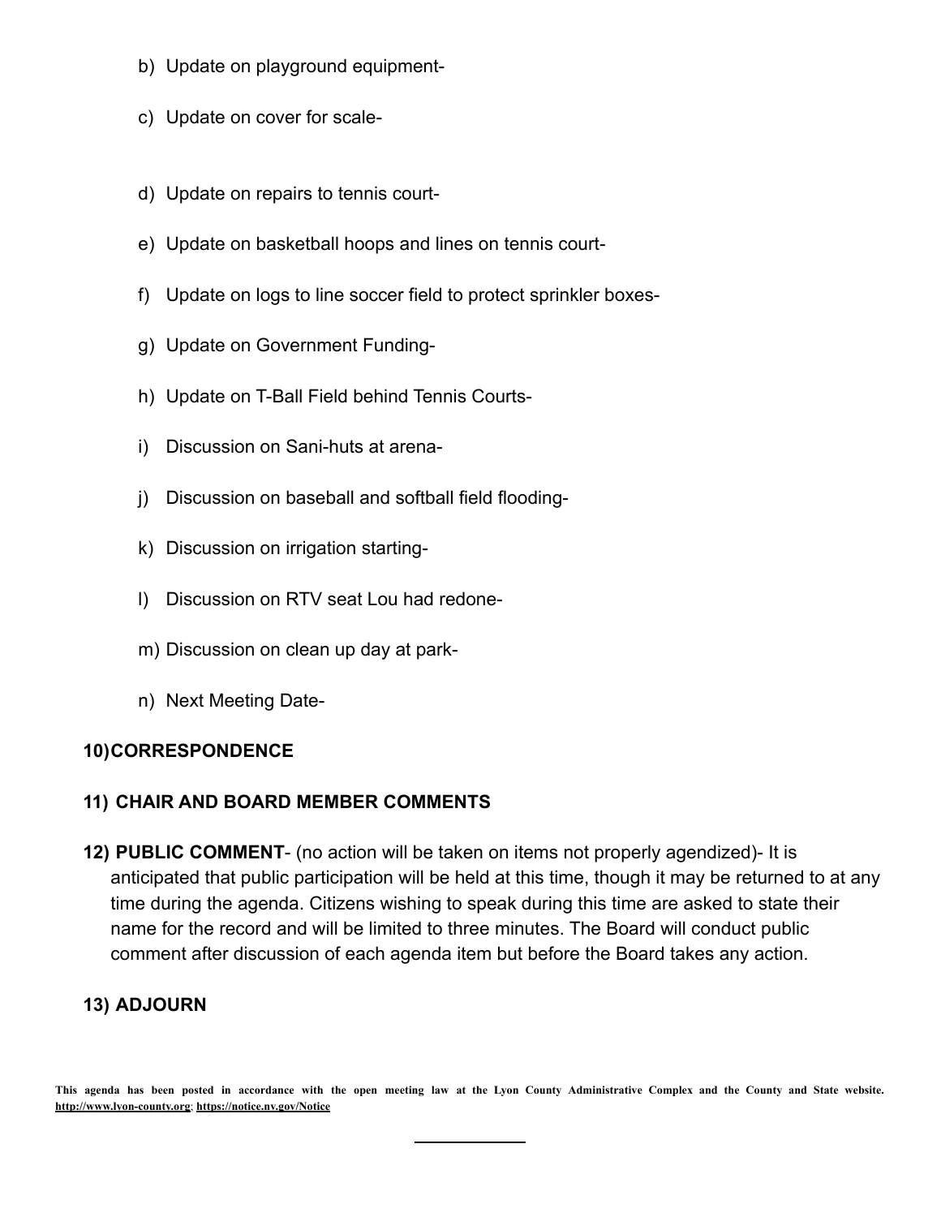b) Update on playground equipment-

c) Update on cover for scale-

d) Update on repairs to tennis court-

e) Update on basketball hoops and lines on tennis court-

f) Update on logs to line soccer field to protect sprinkler boxes-

g) Update on Government Funding-

h) Update on T-Ball Field behind Tennis Courts-

i) Discussion on Sani-huts at arena-

j) Discussion on baseball and softball field flooding-

k) Discussion on irrigation starting-

l) Discussion on RTV seat Lou had redone-

m) Discussion on clean up day at park-

n) Next Meeting Date-

**10) CORRESPONDENCE**

**11) CHAIR AND BOARD MEMBER COMMENTS**

**12) PUBLIC COMMENT**- (no action will be taken on items not properly agendized)- It is anticipated that public participation will be held at this time, though it may be returned to at any time during the agenda. Citizens wishing to speak during this time are asked to state their name for the record and will be limited to three minutes. The Board will conduct public comment after discussion of each agenda item but before the Board takes any action.

**13) ADJOURN**

**This agenda has been posted in accordance with the open meeting law at the Lyon County Administrative Complex and the County and State website. http://www.lyon-county.org; https://notice.nv.gov/Notice**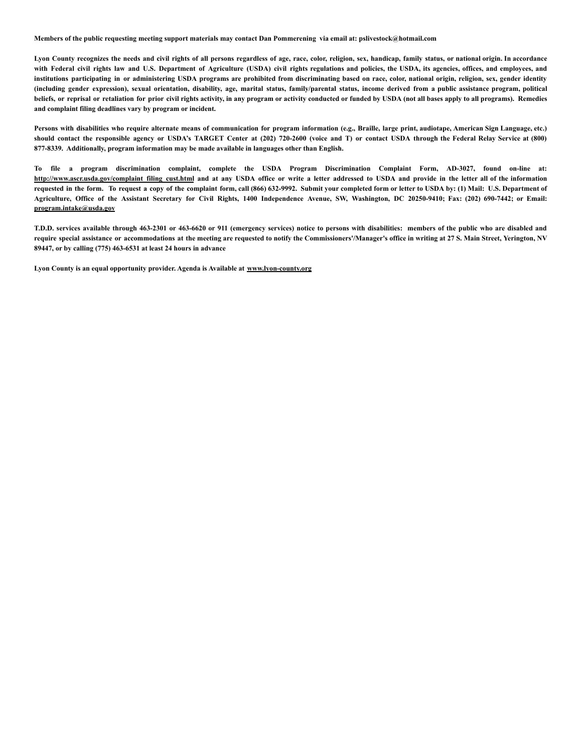**Members of the public requesting meeting support materials may contact Dan Pommerening via email at: pslivestock@hotmail.com**

**Lyon County recognizes the needs and civil rights of all persons regardless of age, race, color, religion, sex, handicap, family status, or national origin. In accordance with Federal civil rights law and U.S. Department of Agriculture (USDA) civil rights regulations and policies, the USDA, its agencies, offices, and employees, and institutions participating in or administering USDA programs are prohibited from discriminating based on race, color, national origin, religion, sex, gender identity (including gender expression), sexual orientation, disability, age, marital status, family/parental status, income derived from a public assistance program, political beliefs, or reprisal or retaliation for prior civil rights activity, in any program or activity conducted or funded by USDA (not all bases apply to all programs). Remedies and complaint filing deadlines vary by program or incident.**

**Persons with disabilities who require alternate means of communication for program information (e.g., Braille, large print, audiotape, American Sign Language, etc.) should contact the responsible agency or USDA's TARGET Center at (202) 720-2600 (voice and T) or contact USDA through the Federal Relay Service at (800) 877-8339. Additionally, program information may be made available in languages other than English.**

**To file a program discrimination complaint, complete the USDA Program Discrimination Complaint Form, AD-3027, found on-line at: http://www.ascr.usda.gov/complaint_filing_cust.html and at any USDA office or write a letter addressed to USDA and provide in the letter all of the information requested in the form. To request a copy of the complaint form, call (866) 632-9992. Submit your completed form or letter to USDA by: (1) Mail: U.S. Department of Agriculture, Office of the Assistant Secretary for Civil Rights, 1400 Independence Avenue, SW, Washington, DC 20250-9410; Fax: (202) 690-7442; or Email: program.intake@usda.gov**

**T.D.D. services available through 463-2301 or 463-6620 or 911 (emergency services) notice to persons with disabilities: members of the public who are disabled and require special assistance or accommodations at the meeting are requested to notify the Commissioners'/Manager's office in writing at 27 S. Main Street, Yerington, NV 89447, or by calling (775) 463-6531 at least 24 hours in advance**

**Lyon County is an equal opportunity provider. Agenda is Available at www.lyon-county.org**